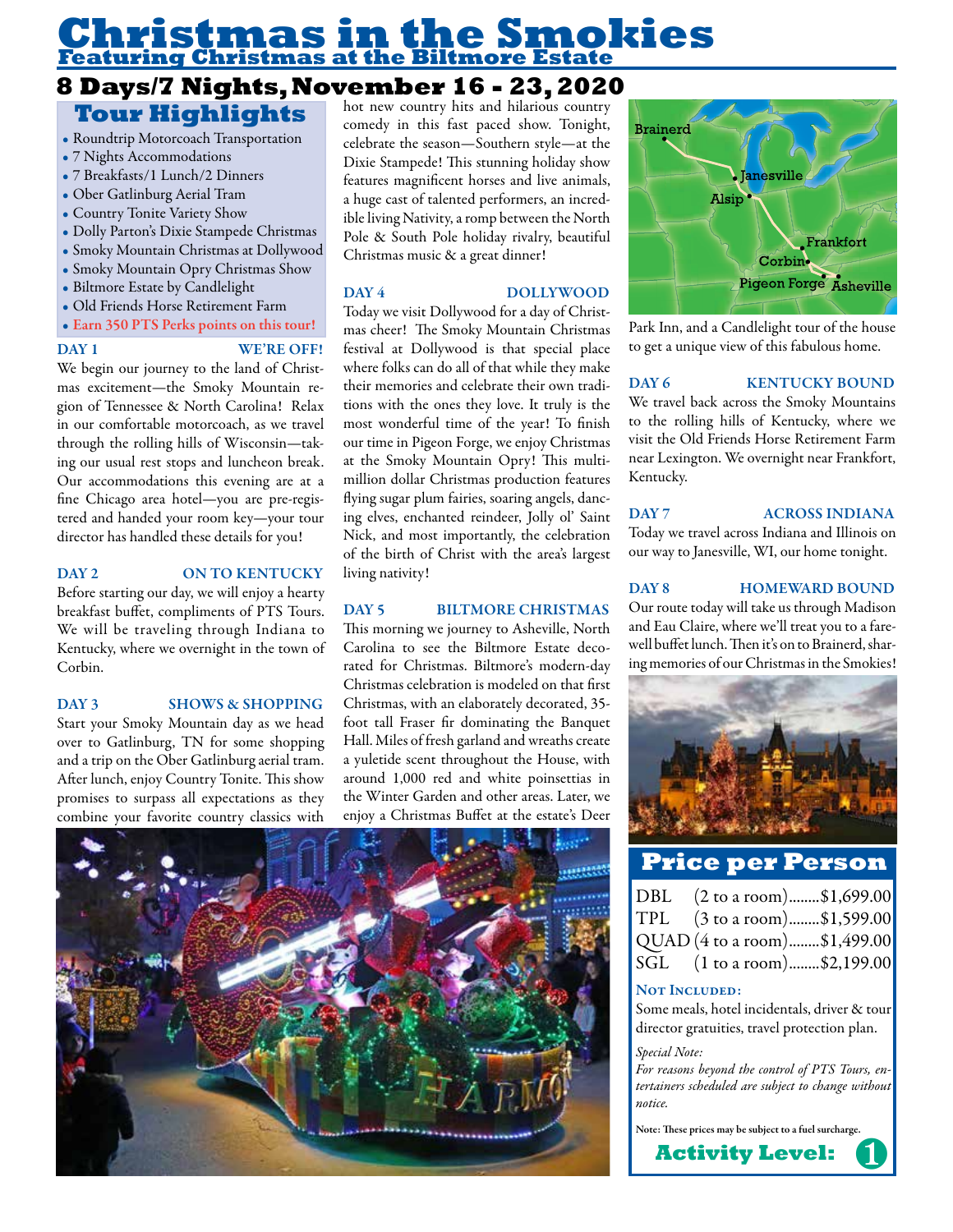# Christmas in the Smokies

## Featuring Christmas at the Biltmore Estate

## 8 Days/7 Nights, November 16 - 23, 2020

### Tour Highlights

- Roundtrip Motorcoach Transportation
- 7 Nights Accommodations
- 7 Breakfasts/1 Lunch/2 Dinners
- Ober Gatlinburg Aerial Tram
- Country Tonite Variety Show
- Dolly Parton's Dixie Stampede Christmas
- Smoky Mountain Christmas at Dollywood
- Smoky Mountain Opry Christmas Show
- Biltmore Estate by Candlelight
- Old Friends Horse Retirement Farm
- **Earn 350 PTS Perks points on this tour!**

**DAY 1 — WE'RE OFF!**

We begin our journey to the land of Christmas excitement—the Smoky Mountain region of Tennessee & North Carolina! Relax in our comfortable motorcoach, as we travel through the rolling hills of Wisconsin—taking our usual rest stops and luncheon break. Our accommodations this evening are at a fine Chicago area hotel—you are pre-registered and handed your room key—your tour director has handled these details for you!

**DAY 2 — ON TO KENTUCKY**

Before starting our day, we will enjoy a hearty breakfast buffet, compliments of PTS Tours. We will be traveling through Indiana to Kentucky, where we overnight in the town of Corbin.

**DAY 3 — SHOWS & SHOPPING**

Start your Smoky Mountain day as we head over to Gatlinburg, TN for some shopping and a trip on the Ober Gatlinburg aerial tram. After lunch, enjoy Country Tonite. This show promises to surpass all expectations as they combine your favorite country classics with hot new country hits and hilarious country comedy in this fast paced show. Tonight, celebrate the season—Southern style—at the Dixie Stampede! This stunning holiday show features magnificent horses and live animals, a huge cast of talented performers, an incredible living Nativity, a romp between the North Pole & South Pole holiday rivalry, beautiful Christmas music & a great dinner!

**DAY 4 — DOLLYWOOD**

Today we visit Dollywood for a day of Christmas cheer! The Smoky Mountain Christmas festival at Dollywood is that special place where folks can do all of that while they make their memories and celebrate their own traditions with the ones they love. It truly is the most wonderful time of the year! To finish our time in Pigeon Forge, we enjoy Christmas at the Smoky Mountain Opry! This multi-million dollar Christmas production features flying sugar plum fairies, soaring angels, dancing elves, enchanted reindeer, Jolly ol' Saint Nick, and most importantly, the celebration of the birth of Christ with the area's largest living nativity!

**DAY 5 — BILTMORE CHRISTMAS**

This morning we journey to Asheville, North Carolina to see the Biltmore Estate decorated for Christmas. Biltmore's modern-day Christmas celebration is modeled on that first Christmas, with an elaborately decorated, 35-foot tall Fraser fir dominating the Banquet Hall. Miles of fresh garland and wreaths create a yuletide scent throughout the House, with around 1,000 red and white poinsettias in the Winter Garden and other areas. Later, we enjoy a Christmas Buffet at the estate's Deer Park Inn, and a Candlelight tour of the house to get a unique view of this fabulous home.

**DAY 6 — KENTUCKY BOUND**

We travel back across the Smoky Mountains to the rolling hills of Kentucky, where we visit the Old Friends Horse Retirement Farm near Lexington. We overnight near Frankfort, Kentucky.

**DAY 7 — ACROSS INDIANA**

Today we travel across Indiana and Illinois on our way to Janesville, WI, our home tonight.

**DAY 8 — HOMEWARD BOUND**

Our route today will take us through Madison and Eau Claire, where we'll treat you to a farewell buffet lunch. Then it's on to Brainerd, sharing memories of our Christmas in the Smokies!

### Price per Person

| | | |
|---|---|---|
| DBL | (2 to a room) | $1,699.00 |
| TPL | (3 to a room) | $1,599.00 |
| QUAD | (4 to a room) | $1,499.00 |
| SGL | (1 to a room) | $2,199.00 |

**Not Included:**

Some meals, hotel incidentals, driver & tour director gratuities, travel protection plan.

*Special Note:*

*For reasons beyond the control of PTS Tours, entertainers scheduled are subject to change without notice.*

**Note: These prices may be subject to a fuel surcharge.**

**Activity Level: 1**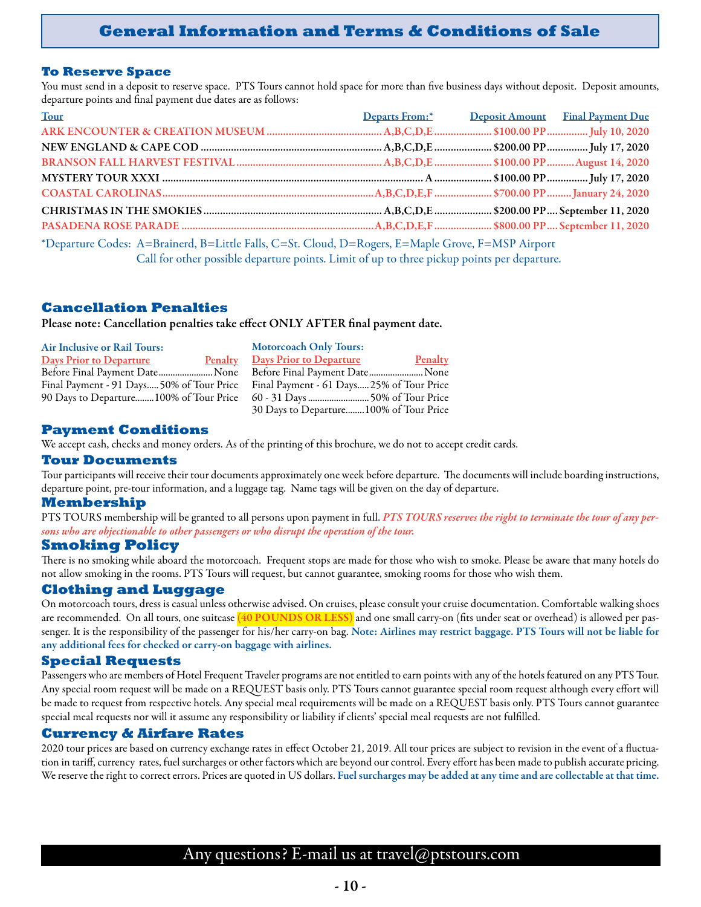# General Information and Terms & Conditions of Sale

## To Reserve Space

You must send in a deposit to reserve space. PTS Tours cannot hold space for more than five business days without deposit. Deposit amounts, departure points and final payment due dates are as follows:

| Tour | Departs From:* | Deposit Amount | Final Payment Due |
|---|---|---|---|
| ARK ENCOUNTER & CREATION MUSEUM | A,B,C,D,E | $100.00 PP | July 10, 2020 |
| NEW ENGLAND & CAPE COD | A,B,C,D,E | $200.00 PP | July 17, 2020 |
| BRANSON FALL HARVEST FESTIVAL | A,B,C,D,E | $100.00 PP | August 14, 2020 |
| MYSTERY TOUR XXXI | A | $100.00 PP | July 17, 2020 |
| COASTAL CAROLINAS | A,B,C,D,E,F | $700.00 PP | January 24, 2020 |
| CHRISTMAS IN THE SMOKIES | A,B,C,D,E | $200.00 PP | September 11, 2020 |
| PASADENA ROSE PARADE | A,B,C,D,E,F | $800.00 PP | September 11, 2020 |

*Departure Codes: A=Brainerd, B=Little Falls, C=St. Cloud, D=Rogers, E=Maple Grove, F=MSP Airport
Call for other possible departure points. Limit of up to three pickup points per departure.

## Cancellation Penalties

**Please note: Cancellation penalties take effect ONLY AFTER final payment date.**

**Air Inclusive or Rail Tours:**

| Days Prior to Departure | Penalty |
|---|---|
| Before Final Payment Date | None |
| Final Payment - 91 Days | 50% of Tour Price |
| 90 Days to Departure | 100% of Tour Price |

**Motorcoach Only Tours:**

| Days Prior to Departure | Penalty |
|---|---|
| Before Final Payment Date | None |
| Final Payment - 61 Days | 25% of Tour Price |
| 60 - 31 Days | 50% of Tour Price |
| 30 Days to Departure | 100% of Tour Price |

## Payment Conditions

We accept cash, checks and money orders. As of the printing of this brochure, we do not to accept credit cards.

## Tour Documents

Tour participants will receive their tour documents approximately one week before departure. The documents will include boarding instructions, departure point, pre-tour information, and a luggage tag. Name tags will be given on the day of departure.

## Membership

PTS TOURS membership will be granted to all persons upon payment in full. ***PTS TOURS reserves the right to terminate the tour of any persons who are objectionable to other passengers or who disrupt the operation of the tour.***

## Smoking Policy

There is no smoking while aboard the motorcoach. Frequent stops are made for those who wish to smoke. Please be aware that many hotels do not allow smoking in the rooms. PTS Tours will request, but cannot guarantee, smoking rooms for those who wish them.

## Clothing and Luggage

On motorcoach tours, dress is casual unless otherwise advised. On cruises, please consult your cruise documentation. Comfortable walking shoes are recommended. On all tours, one suitcase **(40 POUNDS OR LESS)** and one small carry-on (fits under seat or overhead) is allowed per passenger. It is the responsibility of the passenger for his/her carry-on bag. **Note: Airlines may restrict baggage. PTS Tours will not be liable for any additional fees for checked or carry-on baggage with airlines.**

## Special Requests

Passengers who are members of Hotel Frequent Traveler programs are not entitled to earn points with any of the hotels featured on any PTS Tour. Any special room request will be made on a REQUEST basis only. PTS Tours cannot guarantee special room request although every effort will be made to request from respective hotels. Any special meal requirements will be made on a REQUEST basis only. PTS Tours cannot guarantee special meal requests nor will it assume any responsibility or liability if clients' special meal requests are not fulfilled.

## Currency & Airfare Rates

2020 tour prices are based on currency exchange rates in effect October 21, 2019. All tour prices are subject to revision in the event of a fluctuation in tariff, currency rates, fuel surcharges or other factors which are beyond our control. Every effort has been made to publish accurate pricing. We reserve the right to correct errors. Prices are quoted in US dollars. **Fuel surcharges may be added at any time and are collectable at that time.**

Any questions? E-mail us at travel@ptstours.com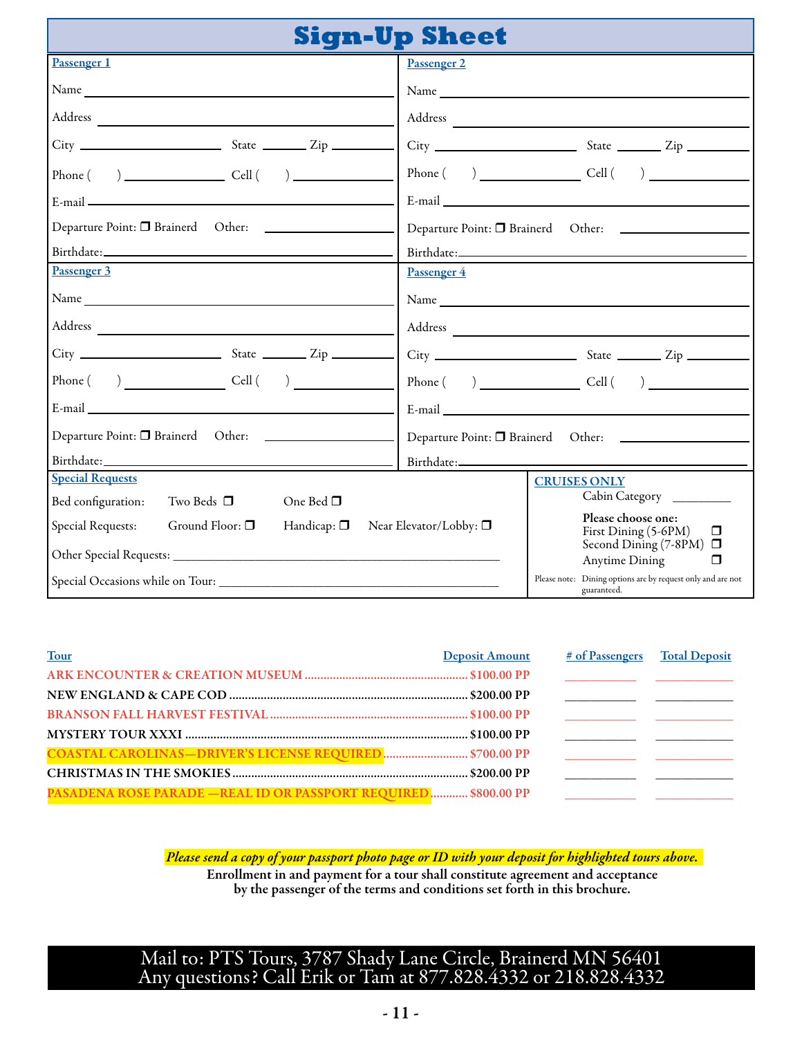# Sign-Up Sheet

**Passenger 1**

Name ____________________

Address ____________________

City ____________ State ______ Zip ______

Phone (    ) ____________ Cell (    ) ____________

E-mail ____________________

Departure Point: ❒ Brainerd Other: ____________

Birthdate: ____________________

**Passenger 2**

Name ____________________

Address ____________________

City ____________ State ______ Zip ______

Phone (    ) ____________ Cell (    ) ____________

E-mail ____________________

Departure Point: ❒ Brainerd Other: ____________

Birthdate: ____________________

**Passenger 3**

Name ____________________

Address ____________________

City ____________ State ______ Zip ______

Phone (    ) ____________ Cell (    ) ____________

E-mail ____________________

Departure Point: ❒ Brainerd Other: ____________

Birthdate: ____________________

**Passenger 4**

Name ____________________

Address ____________________

City ____________ State ______ Zip ______

Phone (    ) ____________ Cell (    ) ____________

E-mail ____________________

Departure Point: ❒ Brainerd Other: ____________

Birthdate: ____________________

**Special Requests**

Bed configuration: Two Beds ❒ One Bed ❒

Special Requests: Ground Floor: ❒ Handicap: ❒ Near Elevator/Lobby: ❒

Other Special Requests: ____________________

Special Occasions while on Tour: ____________________

**CRUISES ONLY**

Cabin Category ________

**Please choose one:**

- First Dining (5-6PM) ❒
- Second Dining (7-8PM) ❒
- Anytime Dining ❒

Please note: Dining options are by request only and are not guaranteed.

| Tour | Deposit Amount | # of Passengers | Total Deposit |
|---|---|---|---|
| ARK ENCOUNTER & CREATION MUSEUM | $100.00 PP | ________ | ________ |
| NEW ENGLAND & CAPE COD | $200.00 PP | ________ | ________ |
| BRANSON FALL HARVEST FESTIVAL | $100.00 PP | ________ | ________ |
| MYSTERY TOUR XXXI | $100.00 PP | ________ | ________ |
| COASTAL CAROLINAS—DRIVER'S LICENSE REQUIRED | $700.00 PP | ________ | ________ |
| CHRISTMAS IN THE SMOKIES | $200.00 PP | ________ | ________ |
| PASADENA ROSE PARADE —REAL ID OR PASSPORT REQUIRED | $800.00 PP | ________ | ________ |

***Please send a copy of your passport photo page or ID with your deposit for highlighted tours above.***

**Enrollment in and payment for a tour shall constitute agreement and acceptance by the passenger of the terms and conditions set forth in this brochure.**

Mail to: PTS Tours, 3787 Shady Lane Circle, Brainerd MN 56401
Any questions? Call Erik or Tam at 877.828.4332 or 218.828.4332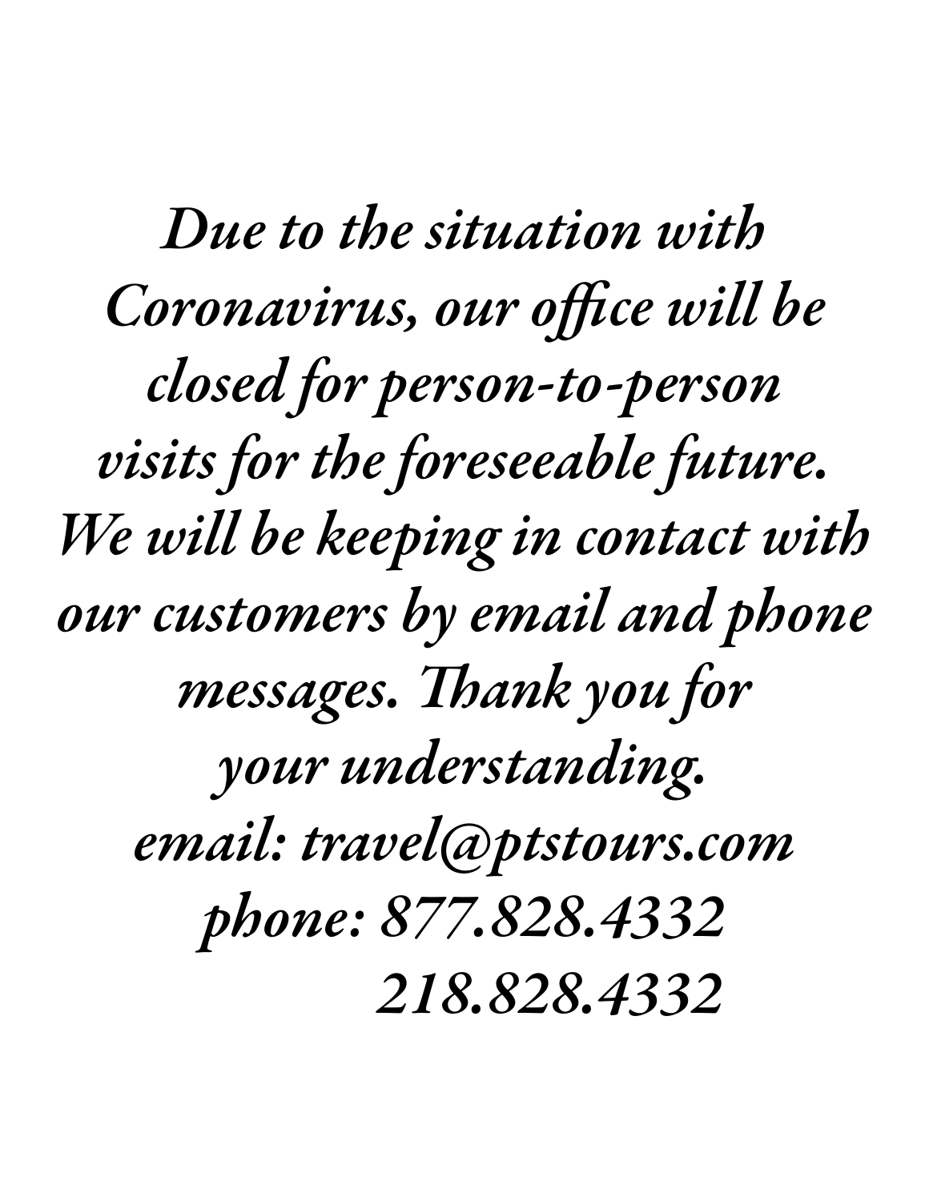*Due to the situation with Coronavirus, our office will be closed for person-to-person visits for the foreseeable future. We will be keeping in contact with our customers by email and phone messages. Thank you for your understanding.*

*email: travel@ptstours.com*

*phone: 877.828.4332*

*218.828.4332*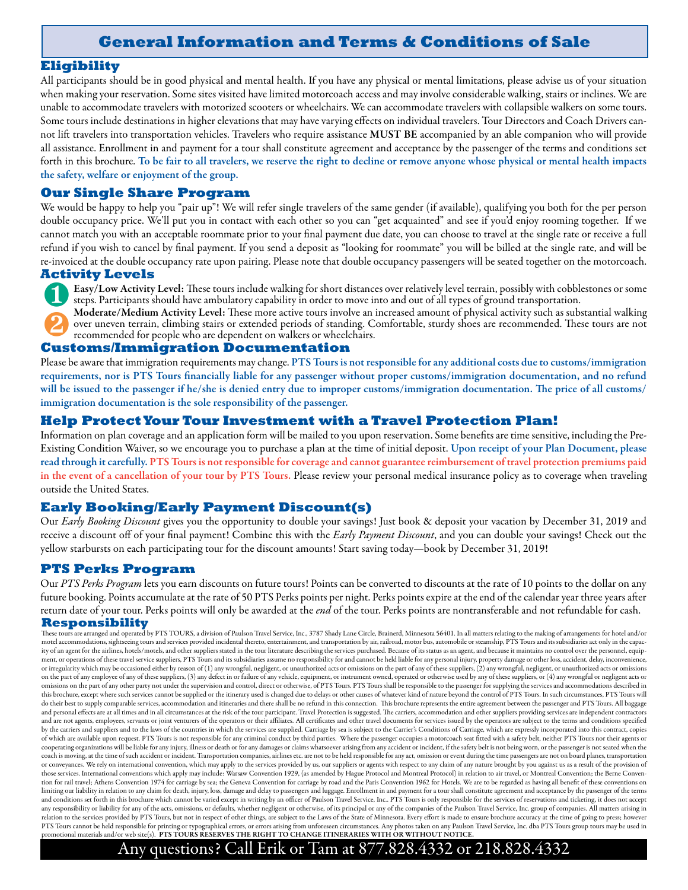# General Information and Terms & Conditions of Sale

## Eligibility

All participants should be in good physical and mental health. If you have any physical or mental limitations, please advise us of your situation when making your reservation. Some sites visited have limited motorcoach access and may involve considerable walking, stairs or inclines. We are unable to accommodate travelers with motorized scooters or wheelchairs. We can accommodate travelers with collapsible walkers on some tours. Some tours include destinations in higher elevations that may have varying effects on individual travelers. Tour Directors and Coach Drivers cannot lift travelers into transportation vehicles. Travelers who require assistance **MUST BE** accompanied by an able companion who will provide all assistance. Enrollment in and payment for a tour shall constitute agreement and acceptance by the passenger of the terms and conditions set forth in this brochure. **To be fair to all travelers, we reserve the right to decline or remove anyone whose physical or mental health impacts the safety, welfare or enjoyment of the group.**

## Our Single Share Program

We would be happy to help you "pair up"! We will refer single travelers of the same gender (if available), qualifying you both for the per person double occupancy price. We'll put you in contact with each other so you can "get acquainted" and see if you'd enjoy rooming together. If we cannot match you with an acceptable roommate prior to your final payment due date, you can choose to travel at the single rate or receive a full refund if you wish to cancel by final payment. If you send a deposit as "looking for roommate" you will be billed at the single rate, and will be re-invoiced at the double occupancy rate upon pairing. Please note that double occupancy passengers will be seated together on the motorcoach.

## Activity Levels

1. **Easy/Low Activity Level:** These tours include walking for short distances over relatively level terrain, possibly with cobblestones or some steps. Participants should have ambulatory capability in order to move into and out of all types of ground transportation.
2. **Moderate/Medium Activity Level:** These more active tours involve an increased amount of physical activity such as substantial walking over uneven terrain, climbing stairs or extended periods of standing. Comfortable, sturdy shoes are recommended. These tours are not recommended for people who are dependent on walkers or wheelchairs.

## Customs/Immigration Documentation

Please be aware that immigration requirements may change. **PTS Tours is not responsible for any additional costs due to customs/immigration requirements, nor is PTS Tours financially liable for any passenger without proper customs/immigration documentation, and no refund will be issued to the passenger if he/she is denied entry due to improper customs/immigration documentation. The price of all customs/immigration documentation is the sole responsibility of the passenger.**

## Help Protect Your Tour Investment with a Travel Protection Plan!

Information on plan coverage and an application form will be mailed to you upon reservation. Some benefits are time sensitive, including the Pre-Existing Condition Waiver, so we encourage you to purchase a plan at the time of initial deposit. **Upon receipt of your Plan Document, please read through it carefully. PTS Tours is not responsible for coverage and cannot guarantee reimbursement of travel protection premiums paid in the event of a cancellation of your tour by PTS Tours.** Please review your personal medical insurance policy as to coverage when traveling outside the United States.

## Early Booking/Early Payment Discount(s)

Our *Early Booking Discount* gives you the opportunity to double your savings! Just book & deposit your vacation by December 31, 2019 and receive a discount off of your final payment! Combine this with the *Early Payment Discount*, and you can double your savings! Check out the yellow starbursts on each participating tour for the discount amounts! Start saving today—book by December 31, 2019!

## PTS Perks Program

Our *PTS Perks Program* lets you earn discounts on future tours! Points can be converted to discounts at the rate of 10 points to the dollar on any future booking. Points accumulate at the rate of 50 PTS Perks points per night. Perks points expire at the end of the calendar year three years after return date of your tour. Perks points will only be awarded at the *end* of the tour. Perks points are nontransferable and not refundable for cash.

## Responsibility

These tours are arranged and operated by PTS TOURS, a division of Paulson Travel Service, Inc., 3787 Shady Lane Circle, Brainerd, Minnesota 56401. In all matters relating to the making of arrangements for hotel and/or motel accommodations, sightseeing tours and services provided incidental thereto, entertainment, and transportation by air, railroad, motor bus, automobile or steamship, PTS Tours and its subsidiaries act only in the capacity of an agent for the airlines, hotels/motels, and other suppliers stated in the tour literature describing the services purchased. Because of its status as an agent, and because it maintains no control over the personnel, equipment, or operations of these travel service suppliers, PTS Tours and its subsidiaries assume no responsibility for and cannot be held liable for any personal injury, property damage or other loss, accident, delay, inconvenience, or irregularity which may be occasioned either by reason of (1) any wrongful, negligent, or unauthorized acts or omissions on the part of any of these suppliers, (2) any wrongful, negligent, or unauthorized acts or omissions on the part of any employee of any of these suppliers, (3) any defect in or failure of any vehicle, equipment, or instrument owned, operated or otherwise used by any of these suppliers, or (4) any wrongful or negligent acts or omissions on the part of any other party not under the supervision and control, direct or otherwise, of PTS Tours. PTS Tours shall be responsible to the passenger for supplying the services and accommodations described in this brochure, except where such services cannot be supplied or the itinerary used is changed due to delays or other causes of whatever kind of nature beyond the control of PTS Tours. In such circumstances, PTS Tours will do their best to supply comparable services, accommodation and itineraries and there shall be no refund in this connection. This brochure represents the entire agreement between the passenger and PTS Tours. All baggage and personal effects are at all times and in all circumstances at the risk of the tour participant. Travel Protection is suggested. The carriers, accommodation and other suppliers providing services are independent contractors and are not agents, employees, servants or joint venturers of the operators or their affiliates. All certificates and other travel documents for services issued by the operators are subject to the terms and conditions specified by the carriers and suppliers and to the laws of the countries in which the services are supplied. Carriage by sea is subject to the Carrier's Conditions of Carriage, which are expressly incorporated into this contract, copies of which are available upon request. PTS Tours is not responsible for any criminal conduct by third parties. Where the passenger occupies a motorcoach seat fitted with a safety belt, neither PTS Tours nor their agents or cooperating organizations will be liable for any injury, illness or death or for any damages or claims whatsoever arising from any accident or incident, if the safety belt is not being worn, or the passenger is not seated when the coach is moving, at the time of such accident or incident. Transportation companies, airlines etc. are not to be held responsible for any act, omission or event during the time passengers are not on board planes, transportation or conveyances. We rely on international convention, which may apply to the services provided by us, our suppliers or agents with respect to any claim of any nature brought by you against us as a result of the provision of those services. International conventions which apply may include: Warsaw Convention 1929, (as amended by Hague Protocol and Montreal Protocol) in relation to air travel, or Montreal Convention; the Berne Convention for rail travel; Athens Convention 1974 for carriage by sea; the Geneva Convention for carriage by road and the Paris Convention 1962 for Hotels. We are to be regarded as having all benefit of these conventions on limiting our liability in relation to any claim for death, injury, loss, damage and delay to passengers and luggage. Enrollment in and payment for a tour shall constitute agreement and acceptance by the passenger of the terms and conditions set forth in this brochure which cannot be varied except in writing by an officer of Paulson Travel Service, Inc.. PTS Tours is only responsible for the services of reservations and ticketing, it does not accept any responsibility or liability for any of the acts, omissions, or defaults, whether negligent or otherwise, of its principal or any of the companies of the Paulson Travel Service, Inc. group of companies. All matters arising in relation to the services provided by PTS Tours, but not in respect of other things, are subject to the Laws of the State of Minnesota. Every effort is made to ensure brochure accuracy at the time of going to press; however PTS Tours cannot be held responsible for printing or typographical errors, or errors arising from unforeseen circumstances. Any photos taken on any Paulson Travel Service, Inc. dba PTS Tours group tours may be used in promotional materials and/or web site(s). **PTS TOURS RESERVES THE RIGHT TO CHANGE ITINERARIES WITH OR WITHOUT NOTICE.**

Any questions? Call Erik or Tam at 877.828.4332 or 218.828.4332